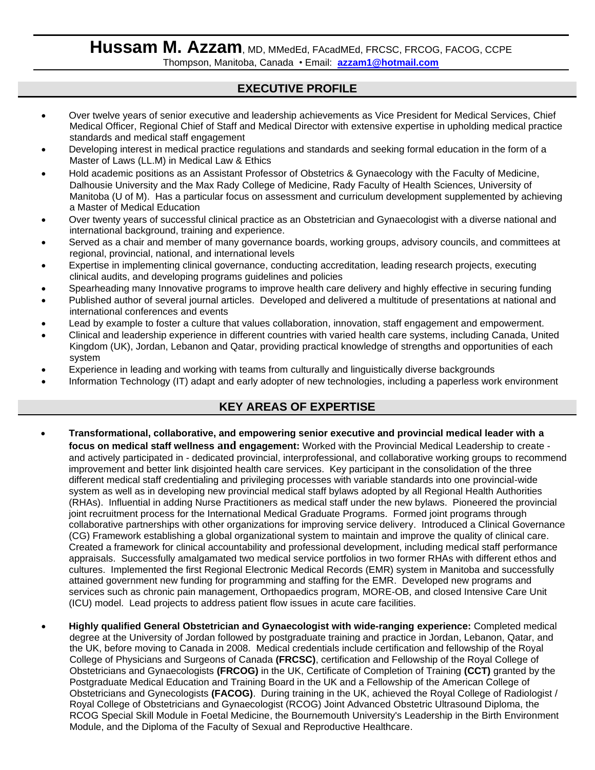# **Hussam M. Azzam**, MD, MMedEd, FAcadMEd, FRCSC, FRCOG, FACOG, CCPE

Thompson, Manitoba, Canada • Email: **azzam1@hotmail.com**

## EXECUTIVE PROFILE

- Over twelve years of senior executive and leadership achievements as Vice President for Medical Services, Chief Medical Officer, Regional Chief of Staff and Medical Director with extensive expertise in upholding medical practice standards and medical staff engagement
- Developing interest in medical practice regulations and standards and seeking formal education in the form of a Master of Laws (LL.M) in Medical Law & Ethics
- Hold academic positions as an Assistant Professor of Obstetrics & Gynaecology with the Faculty of Medicine, Dalhousie University and the Max Rady College of Medicine, Rady Faculty of Health Sciences, University of Manitoba (U of M). Has a particular focus on assessment and curriculum development supplemented by achieving a Master of Medical Education
- Over twenty years of successful clinical practice as an Obstetrician and Gynaecologist with a diverse national and international background, training and experience.
- Served as a chair and member of many governance boards, working groups, advisory councils, and committees at regional, provincial, national, and international levels
- Expertise in implementing clinical governance, conducting accreditation, leading research projects, executing clinical audits, and developing programs guidelines and policies
- Spearheading many Innovative programs to improve health care delivery and highly effective in securing funding
- Published author of several journal articles. Developed and delivered a multitude of presentations at national and international conferences and events
- Lead by example to foster a culture that values collaboration, innovation, staff engagement and empowerment.
- Clinical and leadership experience in different countries with varied health care systems, including Canada, United Kingdom (UK), Jordan, Lebanon and Qatar, providing practical knowledge of strengths and opportunities of each system
- Experience in leading and working with teams from culturally and linguistically diverse backgrounds
- Information Technology (IT) adapt and early adopter of new technologies, including a paperless work environment

## KEY AREAS OF EXPERTISE

- **Transformational, collaborative, and empowering senior executive and provincial medical leader with a focus on medical staff wellness and engagement:** Worked with the Provincial Medical Leadership to create - and actively participated in - dedicated provincial, interprofessional, and collaborative working groups to recommend improvement and better link disjointed health care services. Key participant in the consolidation of the three different medical staff credentialing and privileging processes with variable standards into one provincial-wide system as well as in developing new provincial medical staff bylaws adopted by all Regional Health Authorities (RHAs). Influential in adding Nurse Practitioners as medical staff under the new bylaws. Pioneered the provincial joint recruitment process for the International Medical Graduate Programs. Formed joint programs through collaborative partnerships with other organizations for improving service delivery. Introduced a Clinical Governance (CG) Framework establishing a global organizational system to maintain and improve the quality of clinical care. Created a framework for clinical accountability and professional development, including medical staff performance appraisals. Successfully amalgamated two medical service portfolios in two former RHAs with different ethos and cultures. Implemented the first Regional Electronic Medical Records (EMR) system in Manitoba and successfully attained government new funding for programming and staffing for the EMR. Developed new programs and services such as chronic pain management, Orthopaedics program, MORE-OB, and closed Intensive Care Unit (ICU) model. Lead projects to address patient flow issues in acute care facilities.

- **Highly qualified General Obstetrician and Gynaecologist with wide-ranging experience:** Completed medical degree at the University of Jordan followed by postgraduate training and practice in Jordan, Lebanon, Qatar, and the UK, before moving to Canada in 2008. Medical credentials include certification and fellowship of the Royal College of Physicians and Surgeons of Canada **(FRCSC)**, certification and Fellowship of the Royal College of Obstetricians and Gynaecologists **(FRCOG)** in the UK, Certificate of Completion of Training **(CCT)** granted by the Postgraduate Medical Education and Training Board in the UK and a Fellowship of the American College of Obstetricians and Gynecologists **(FACOG)**. During training in the UK, achieved the Royal College of Radiologist / Royal College of Obstetricians and Gynaecologist (RCOG) Joint Advanced Obstetric Ultrasound Diploma, the RCOG Special Skill Module in Foetal Medicine, the Bournemouth University's Leadership in the Birth Environment Module, and the Diploma of the Faculty of Sexual and Reproductive Healthcare.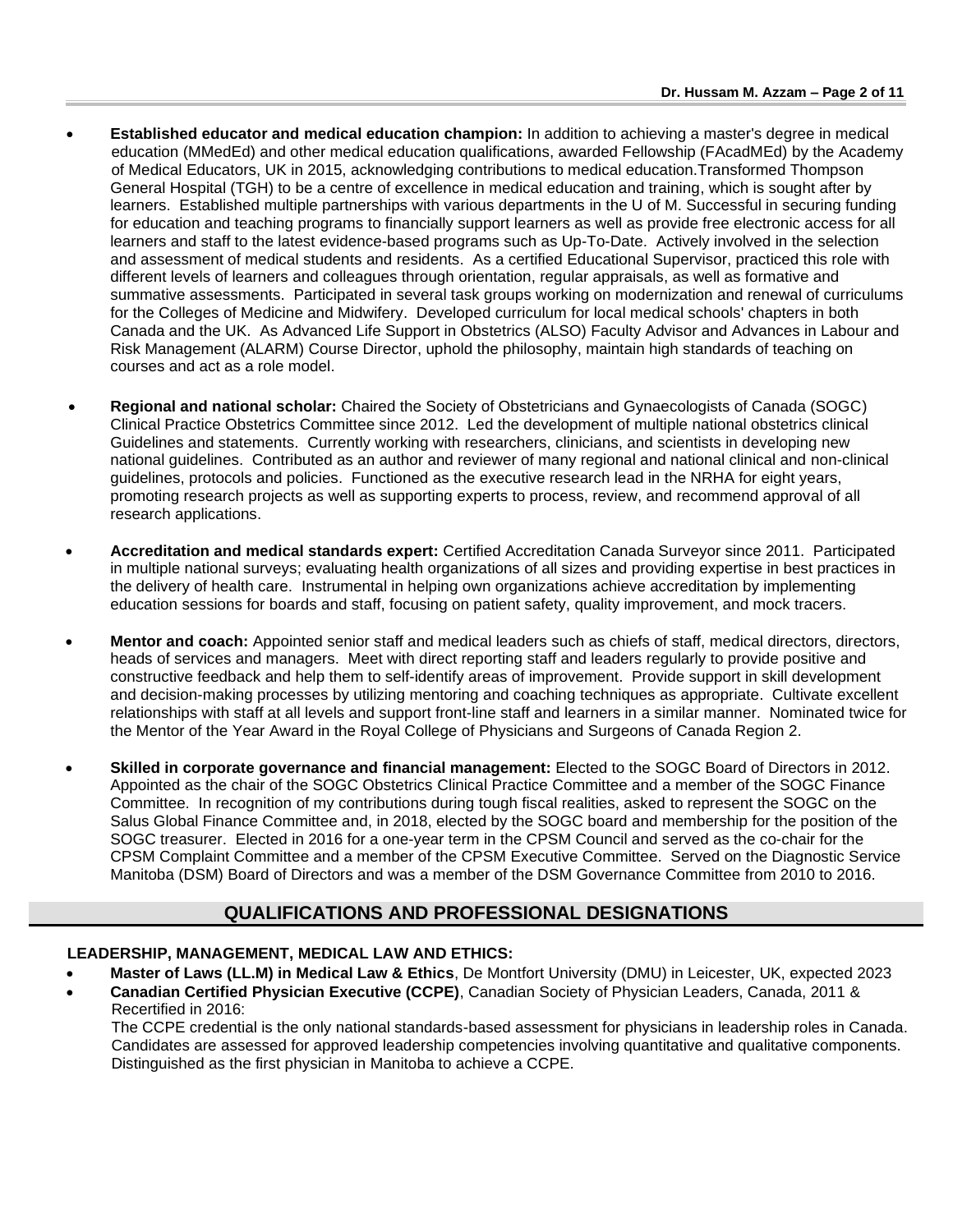- **Established educator and medical education champion:** In addition to achieving a master's degree in medical education (MMedEd) and other medical education qualifications, awarded Fellowship (FAcadMEd) by the Academy of Medical Educators, UK in 2015, acknowledging contributions to medical education.Transformed Thompson General Hospital (TGH) to be a centre of excellence in medical education and training, which is sought after by learners. Established multiple partnerships with various departments in the U of M. Successful in securing funding for education and teaching programs to financially support learners as well as provide free electronic access for all learners and staff to the latest evidence-based programs such as Up-To-Date. Actively involved in the selection and assessment of medical students and residents. As a certified Educational Supervisor, practiced this role with different levels of learners and colleagues through orientation, regular appraisals, as well as formative and summative assessments. Participated in several task groups working on modernization and renewal of curriculums for the Colleges of Medicine and Midwifery. Developed curriculum for local medical schools' chapters in both Canada and the UK. As Advanced Life Support in Obstetrics (ALSO) Faculty Advisor and Advances in Labour and Risk Management (ALARM) Course Director, uphold the philosophy, maintain high standards of teaching on courses and act as a role model.

- **Regional and national scholar:** Chaired the Society of Obstetricians and Gynaecologists of Canada (SOGC) Clinical Practice Obstetrics Committee since 2012. Led the development of multiple national obstetrics clinical Guidelines and statements. Currently working with researchers, clinicians, and scientists in developing new national guidelines. Contributed as an author and reviewer of many regional and national clinical and non-clinical guidelines, protocols and policies. Functioned as the executive research lead in the NRHA for eight years, promoting research projects as well as supporting experts to process, review, and recommend approval of all research applications.

- **Accreditation and medical standards expert:** Certified Accreditation Canada Surveyor since 2011. Participated in multiple national surveys; evaluating health organizations of all sizes and providing expertise in best practices in the delivery of health care. Instrumental in helping own organizations achieve accreditation by implementing education sessions for boards and staff, focusing on patient safety, quality improvement, and mock tracers.

- **Mentor and coach:** Appointed senior staff and medical leaders such as chiefs of staff, medical directors, directors, heads of services and managers. Meet with direct reporting staff and leaders regularly to provide positive and constructive feedback and help them to self-identify areas of improvement. Provide support in skill development and decision-making processes by utilizing mentoring and coaching techniques as appropriate. Cultivate excellent relationships with staff at all levels and support front-line staff and learners in a similar manner. Nominated twice for the Mentor of the Year Award in the Royal College of Physicians and Surgeons of Canada Region 2.

- **Skilled in corporate governance and financial management:** Elected to the SOGC Board of Directors in 2012. Appointed as the chair of the SOGC Obstetrics Clinical Practice Committee and a member of the SOGC Finance Committee. In recognition of my contributions during tough fiscal realities, asked to represent the SOGC on the Salus Global Finance Committee and, in 2018, elected by the SOGC board and membership for the position of the SOGC treasurer. Elected in 2016 for a one-year term in the CPSM Council and served as the co-chair for the CPSM Complaint Committee and a member of the CPSM Executive Committee. Served on the Diagnostic Service Manitoba (DSM) Board of Directors and was a member of the DSM Governance Committee from 2010 to 2016.

## QUALIFICATIONS AND PROFESSIONAL DESIGNATIONS

**LEADERSHIP, MANAGEMENT, MEDICAL LAW AND ETHICS:**

- **Master of Laws (LL.M) in Medical Law & Ethics**, De Montfort University (DMU) in Leicester, UK, expected 2023
- **Canadian Certified Physician Executive (CCPE)**, Canadian Society of Physician Leaders, Canada, 2011 & Recertified in 2016:
  The CCPE credential is the only national standards-based assessment for physicians in leadership roles in Canada. Candidates are assessed for approved leadership competencies involving quantitative and qualitative components. Distinguished as the first physician in Manitoba to achieve a CCPE.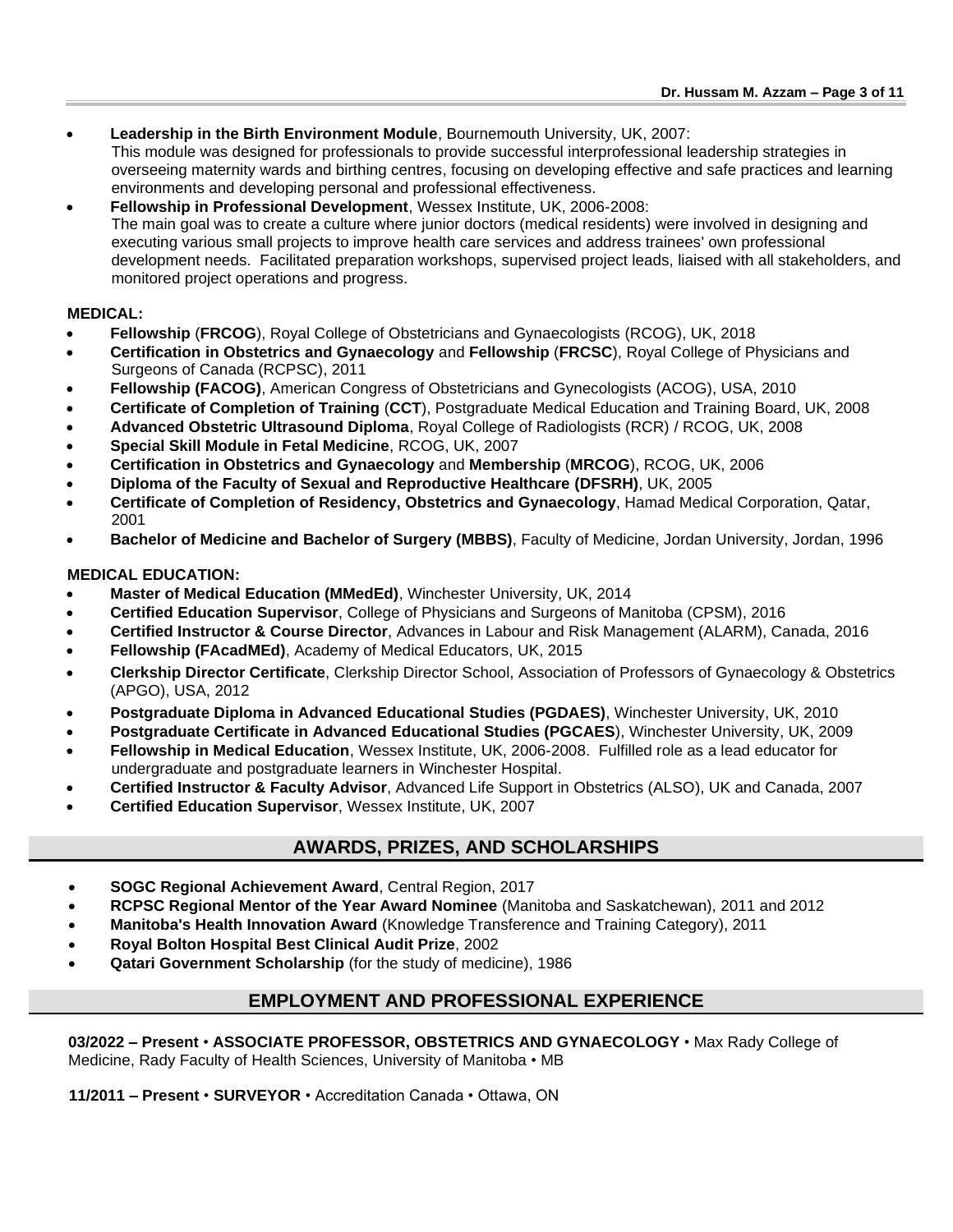- **Leadership in the Birth Environment Module**, Bournemouth University, UK, 2007: This module was designed for professionals to provide successful interprofessional leadership strategies in overseeing maternity wards and birthing centres, focusing on developing effective and safe practices and learning environments and developing personal and professional effectiveness.
- **Fellowship in Professional Development**, Wessex Institute, UK, 2006-2008: The main goal was to create a culture where junior doctors (medical residents) were involved in designing and executing various small projects to improve health care services and address trainees' own professional development needs. Facilitated preparation workshops, supervised project leads, liaised with all stakeholders, and monitored project operations and progress.

**MEDICAL:**

- **Fellowship** (**FRCOG**), Royal College of Obstetricians and Gynaecologists (RCOG), UK, 2018
- **Certification in Obstetrics and Gynaecology** and **Fellowship** (**FRCSC**), Royal College of Physicians and Surgeons of Canada (RCPSC), 2011
- **Fellowship (FACOG)**, American Congress of Obstetricians and Gynecologists (ACOG), USA, 2010
- **Certificate of Completion of Training** (**CCT**), Postgraduate Medical Education and Training Board, UK, 2008
- **Advanced Obstetric Ultrasound Diploma**, Royal College of Radiologists (RCR) / RCOG, UK, 2008
- **Special Skill Module in Fetal Medicine**, RCOG, UK, 2007
- **Certification in Obstetrics and Gynaecology** and **Membership** (**MRCOG**), RCOG, UK, 2006
- **Diploma of the Faculty of Sexual and Reproductive Healthcare (DFSRH)**, UK, 2005
- **Certificate of Completion of Residency, Obstetrics and Gynaecology**, Hamad Medical Corporation, Qatar, 2001
- **Bachelor of Medicine and Bachelor of Surgery (MBBS)**, Faculty of Medicine, Jordan University, Jordan, 1996

**MEDICAL EDUCATION:**

- **Master of Medical Education (MMedEd)**, Winchester University, UK, 2014
- **Certified Education Supervisor**, College of Physicians and Surgeons of Manitoba (CPSM), 2016
- **Certified Instructor & Course Director**, Advances in Labour and Risk Management (ALARM), Canada, 2016
- **Fellowship (FAcadMEd)**, Academy of Medical Educators, UK, 2015
- **Clerkship Director Certificate**, Clerkship Director School, Association of Professors of Gynaecology & Obstetrics (APGO), USA, 2012
- **Postgraduate Diploma in Advanced Educational Studies (PGDAES)**, Winchester University, UK, 2010
- **Postgraduate Certificate in Advanced Educational Studies (PGCAES**), Winchester University, UK, 2009
- **Fellowship in Medical Education**, Wessex Institute, UK, 2006-2008. Fulfilled role as a lead educator for undergraduate and postgraduate learners in Winchester Hospital.
- **Certified Instructor & Faculty Advisor**, Advanced Life Support in Obstetrics (ALSO), UK and Canada, 2007
- **Certified Education Supervisor**, Wessex Institute, UK, 2007

## AWARDS, PRIZES, AND SCHOLARSHIPS

- **SOGC Regional Achievement Award**, Central Region, 2017
- **RCPSC Regional Mentor of the Year Award Nominee** (Manitoba and Saskatchewan), 2011 and 2012
- **Manitoba's Health Innovation Award** (Knowledge Transference and Training Category), 2011
- **Royal Bolton Hospital Best Clinical Audit Prize**, 2002
- **Qatari Government Scholarship** (for the study of medicine), 1986

## EMPLOYMENT AND PROFESSIONAL EXPERIENCE

**03/2022 – Present** • **ASSOCIATE PROFESSOR, OBSTETRICS AND GYNAECOLOGY** • Max Rady College of Medicine, Rady Faculty of Health Sciences, University of Manitoba • MB

**11/2011 – Present** • **SURVEYOR** • Accreditation Canada • Ottawa, ON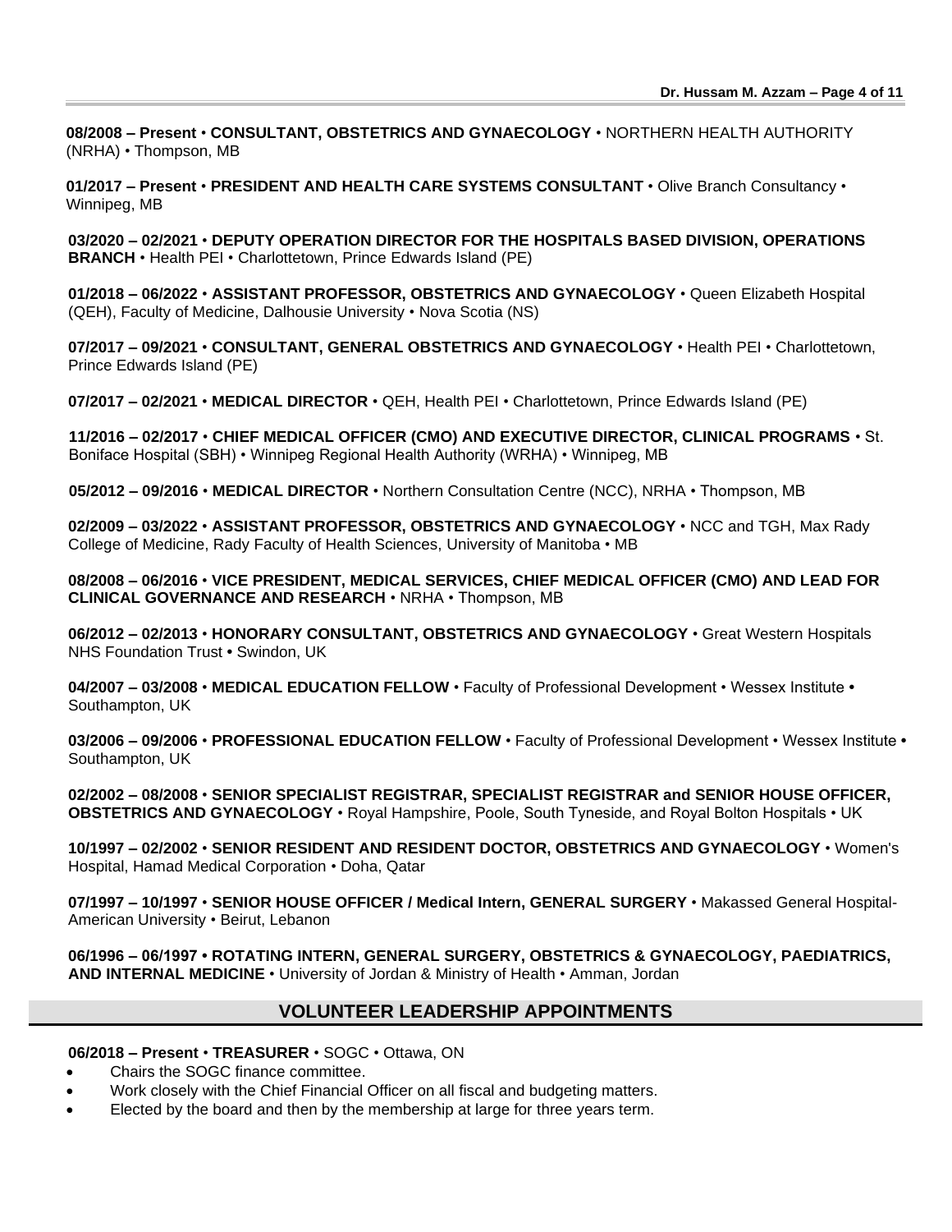**08/2008 – Present** • **CONSULTANT, OBSTETRICS AND GYNAECOLOGY** • NORTHERN HEALTH AUTHORITY (NRHA) • Thompson, MB

**01/2017 – Present** • **PRESIDENT AND HEALTH CARE SYSTEMS CONSULTANT** • Olive Branch Consultancy • Winnipeg, MB

**03/2020 – 02/2021** • **DEPUTY OPERATION DIRECTOR FOR THE HOSPITALS BASED DIVISION, OPERATIONS BRANCH** • Health PEI • Charlottetown, Prince Edwards Island (PE)

**01/2018 – 06/2022** • **ASSISTANT PROFESSOR, OBSTETRICS AND GYNAECOLOGY** • Queen Elizabeth Hospital (QEH), Faculty of Medicine, Dalhousie University • Nova Scotia (NS)

**07/2017 – 09/2021** • **CONSULTANT, GENERAL OBSTETRICS AND GYNAECOLOGY** • Health PEI • Charlottetown, Prince Edwards Island (PE)

**07/2017 – 02/2021** • **MEDICAL DIRECTOR** • QEH, Health PEI • Charlottetown, Prince Edwards Island (PE)

**11/2016 – 02/2017** • **CHIEF MEDICAL OFFICER (CMO) AND EXECUTIVE DIRECTOR, CLINICAL PROGRAMS** • St. Boniface Hospital (SBH) • Winnipeg Regional Health Authority (WRHA) • Winnipeg, MB

**05/2012 – 09/2016** • **MEDICAL DIRECTOR** • Northern Consultation Centre (NCC), NRHA • Thompson, MB

**02/2009 – 03/2022** • **ASSISTANT PROFESSOR, OBSTETRICS AND GYNAECOLOGY** • NCC and TGH, Max Rady College of Medicine, Rady Faculty of Health Sciences, University of Manitoba • MB

**08/2008 – 06/2016** • **VICE PRESIDENT, MEDICAL SERVICES, CHIEF MEDICAL OFFICER (CMO) AND LEAD FOR CLINICAL GOVERNANCE AND RESEARCH** • NRHA • Thompson, MB

**06/2012 – 02/2013** • **HONORARY CONSULTANT, OBSTETRICS AND GYNAECOLOGY** • Great Western Hospitals NHS Foundation Trust • Swindon, UK

**04/2007 – 03/2008** • **MEDICAL EDUCATION FELLOW** • Faculty of Professional Development • Wessex Institute • Southampton, UK

**03/2006 – 09/2006** • **PROFESSIONAL EDUCATION FELLOW** • Faculty of Professional Development • Wessex Institute • Southampton, UK

**02/2002 – 08/2008** • **SENIOR SPECIALIST REGISTRAR, SPECIALIST REGISTRAR and SENIOR HOUSE OFFICER, OBSTETRICS AND GYNAECOLOGY** • Royal Hampshire, Poole, South Tyneside, and Royal Bolton Hospitals • UK

**10/1997 – 02/2002** • **SENIOR RESIDENT AND RESIDENT DOCTOR, OBSTETRICS AND GYNAECOLOGY** • Women's Hospital, Hamad Medical Corporation • Doha, Qatar

**07/1997 – 10/1997** • **SENIOR HOUSE OFFICER / Medical Intern, GENERAL SURGERY** • Makassed General Hospital-American University • Beirut, Lebanon

**06/1996 – 06/1997 • ROTATING INTERN, GENERAL SURGERY, OBSTETRICS & GYNAECOLOGY, PAEDIATRICS, AND INTERNAL MEDICINE** • University of Jordan & Ministry of Health • Amman, Jordan

## VOLUNTEER LEADERSHIP APPOINTMENTS

**06/2018 – Present** • **TREASURER** • SOGC • Ottawa, ON

- Chairs the SOGC finance committee.
- Work closely with the Chief Financial Officer on all fiscal and budgeting matters.
- Elected by the board and then by the membership at large for three years term.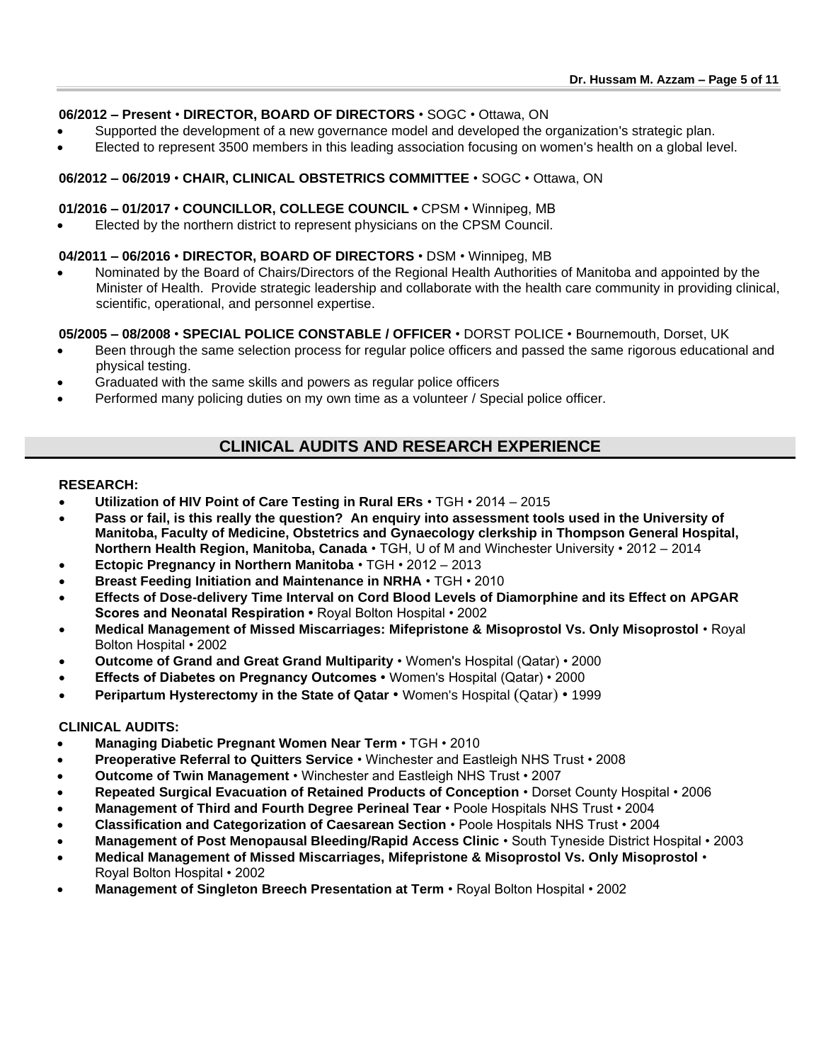**06/2012 – Present** • **DIRECTOR, BOARD OF DIRECTORS** • SOGC • Ottawa, ON

- Supported the development of a new governance model and developed the organization's strategic plan.
- Elected to represent 3500 members in this leading association focusing on women's health on a global level.

**06/2012 – 06/2019** • **CHAIR, CLINICAL OBSTETRICS COMMITTEE** • SOGC • Ottawa, ON

**01/2016 – 01/2017** • **COUNCILLOR, COLLEGE COUNCIL** • CPSM • Winnipeg, MB

- Elected by the northern district to represent physicians on the CPSM Council.

**04/2011 – 06/2016** • **DIRECTOR, BOARD OF DIRECTORS** • DSM • Winnipeg, MB

- Nominated by the Board of Chairs/Directors of the Regional Health Authorities of Manitoba and appointed by the Minister of Health. Provide strategic leadership and collaborate with the health care community in providing clinical, scientific, operational, and personnel expertise.

**05/2005 – 08/2008** • **SPECIAL POLICE CONSTABLE / OFFICER** • DORST POLICE • Bournemouth, Dorset, UK

- Been through the same selection process for regular police officers and passed the same rigorous educational and physical testing.
- Graduated with the same skills and powers as regular police officers
- Performed many policing duties on my own time as a volunteer / Special police officer.

## CLINICAL AUDITS AND RESEARCH EXPERIENCE

**RESEARCH:**

- **Utilization of HIV Point of Care Testing in Rural ERs** • TGH • 2014 – 2015
- **Pass or fail, is this really the question? An enquiry into assessment tools used in the University of Manitoba, Faculty of Medicine, Obstetrics and Gynaecology clerkship in Thompson General Hospital, Northern Health Region, Manitoba, Canada** • TGH, U of M and Winchester University • 2012 – 2014
- **Ectopic Pregnancy in Northern Manitoba** • TGH • 2012 – 2013
- **Breast Feeding Initiation and Maintenance in NRHA** • TGH • 2010
- **Effects of Dose-delivery Time Interval on Cord Blood Levels of Diamorphine and its Effect on APGAR Scores and Neonatal Respiration •** Royal Bolton Hospital • 2002
- **Medical Management of Missed Miscarriages: Mifepristone & Misoprostol Vs. Only Misoprostol** • Royal Bolton Hospital • 2002
- **Outcome of Grand and Great Grand Multiparity** • Women's Hospital (Qatar) • 2000
- **Effects of Diabetes on Pregnancy Outcomes •** Women's Hospital (Qatar) • 2000
- **Peripartum Hysterectomy in the State of Qatar** • Women's Hospital (Qatar) • 1999

**CLINICAL AUDITS:**

- **Managing Diabetic Pregnant Women Near Term** • TGH • 2010
- **Preoperative Referral to Quitters Service** • Winchester and Eastleigh NHS Trust • 2008
- **Outcome of Twin Management** • Winchester and Eastleigh NHS Trust • 2007
- **Repeated Surgical Evacuation of Retained Products of Conception** • Dorset County Hospital • 2006
- **Management of Third and Fourth Degree Perineal Tear** • Poole Hospitals NHS Trust • 2004
- **Classification and Categorization of Caesarean Section** • Poole Hospitals NHS Trust • 2004
- **Management of Post Menopausal Bleeding/Rapid Access Clinic** • South Tyneside District Hospital • 2003
- **Medical Management of Missed Miscarriages, Mifepristone & Misoprostol Vs. Only Misoprostol** • Royal Bolton Hospital • 2002
- **Management of Singleton Breech Presentation at Term** • Royal Bolton Hospital • 2002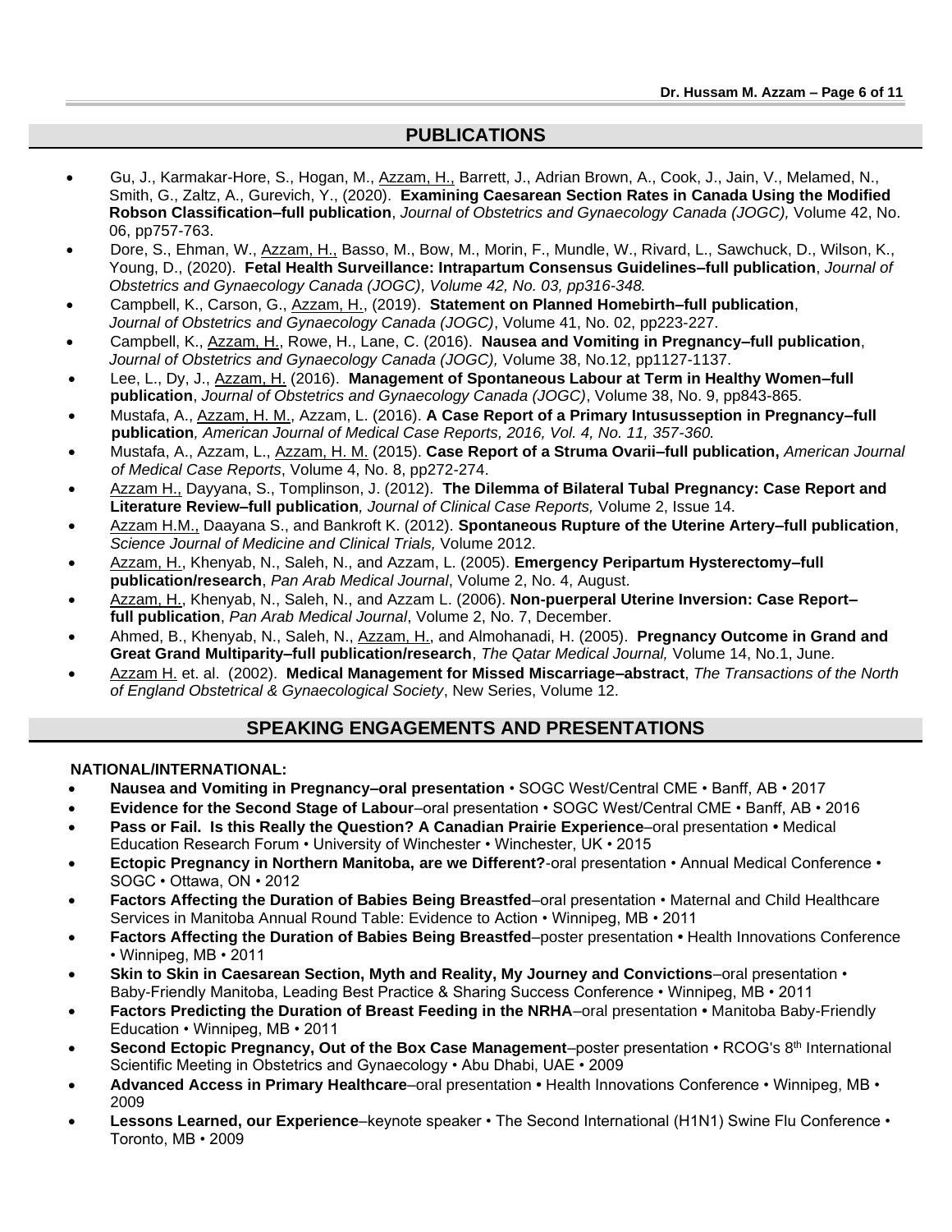## PUBLICATIONS

- Gu, J., Karmakar-Hore, S., Hogan, M., Azzam, H., Barrett, J., Adrian Brown, A., Cook, J., Jain, V., Melamed, N., Smith, G., Zaltz, A., Gurevich, Y., (2020). **Examining Caesarean Section Rates in Canada Using the Modified Robson Classification–full publication**, *Journal of Obstetrics and Gynaecology Canada (JOGC),* Volume 42, No. 06, pp757-763.
- Dore, S., Ehman, W., Azzam, H., Basso, M., Bow, M., Morin, F., Mundle, W., Rivard, L., Sawchuck, D., Wilson, K., Young, D., (2020). **Fetal Health Surveillance: Intrapartum Consensus Guidelines–full publication**, *Journal of Obstetrics and Gynaecology Canada (JOGC), Volume 42, No. 03, pp316-348.*
- Campbell, K., Carson, G., Azzam, H., (2019). **Statement on Planned Homebirth–full publication**, *Journal of Obstetrics and Gynaecology Canada (JOGC)*, Volume 41, No. 02, pp223-227.
- Campbell, K., Azzam, H., Rowe, H., Lane, C. (2016). **Nausea and Vomiting in Pregnancy–full publication**, *Journal of Obstetrics and Gynaecology Canada (JOGC),* Volume 38, No.12, pp1127-1137.
- Lee, L., Dy, J., Azzam, H. (2016). **Management of Spontaneous Labour at Term in Healthy Women–full publication**, *Journal of Obstetrics and Gynaecology Canada (JOGC)*, Volume 38, No. 9, pp843-865.
- Mustafa, A., Azzam, H. M., Azzam, L. (2016). **A Case Report of a Primary Intususseption in Pregnancy–full publication***, American Journal of Medical Case Reports, 2016, Vol. 4, No. 11, 357-360.*
- Mustafa, A., Azzam, L., Azzam, H. M. (2015). **Case Report of a Struma Ovarii–full publication,** *American Journal of Medical Case Reports*, Volume 4, No. 8, pp272-274.
- Azzam H., Dayyana, S., Tomplinson, J. (2012). **The Dilemma of Bilateral Tubal Pregnancy: Case Report and Literature Review–full publication***, Journal of Clinical Case Reports,* Volume 2, Issue 14.
- Azzam H.M., Daayana S., and Bankroft K. (2012). **Spontaneous Rupture of the Uterine Artery–full publication**, *Science Journal of Medicine and Clinical Trials,* Volume 2012.
- Azzam, H., Khenyab, N., Saleh, N., and Azzam, L. (2005). **Emergency Peripartum Hysterectomy–full publication/research**, *Pan Arab Medical Journal*, Volume 2, No. 4, August.
- Azzam, H., Khenyab, N., Saleh, N., and Azzam L. (2006). **Non-puerperal Uterine Inversion: Case Report–full publication**, *Pan Arab Medical Journal*, Volume 2, No. 7, December.
- Ahmed, B., Khenyab, N., Saleh, N., Azzam, H., and Almohanadi, H. (2005). **Pregnancy Outcome in Grand and Great Grand Multiparity–full publication/research**, *The Qatar Medical Journal,* Volume 14, No.1, June.
- Azzam H. et. al. (2002). **Medical Management for Missed Miscarriage–abstract**, *The Transactions of the North of England Obstetrical & Gynaecological Society*, New Series, Volume 12.

## SPEAKING ENGAGEMENTS AND PRESENTATIONS

**NATIONAL/INTERNATIONAL:**

- **Nausea and Vomiting in Pregnancy–oral presentation** • SOGC West/Central CME • Banff, AB • 2017
- **Evidence for the Second Stage of Labour**–oral presentation • SOGC West/Central CME • Banff, AB • 2016
- **Pass or Fail. Is this Really the Question? A Canadian Prairie Experience**–oral presentation **•** Medical Education Research Forum • University of Winchester • Winchester, UK • 2015
- **Ectopic Pregnancy in Northern Manitoba, are we Different?**-oral presentation • Annual Medical Conference • SOGC • Ottawa, ON • 2012
- **Factors Affecting the Duration of Babies Being Breastfed**–oral presentation • Maternal and Child Healthcare Services in Manitoba Annual Round Table: Evidence to Action • Winnipeg, MB • 2011
- **Factors Affecting the Duration of Babies Being Breastfed**–poster presentation **•** Health Innovations Conference • Winnipeg, MB • 2011
- **Skin to Skin in Caesarean Section, Myth and Reality, My Journey and Convictions**–oral presentation • Baby-Friendly Manitoba, Leading Best Practice & Sharing Success Conference • Winnipeg, MB • 2011
- **Factors Predicting the Duration of Breast Feeding in the NRHA**–oral presentation **•** Manitoba Baby-Friendly Education • Winnipeg, MB • 2011
- **Second Ectopic Pregnancy, Out of the Box Case Management**–poster presentation • RCOG's 8th International Scientific Meeting in Obstetrics and Gynaecology • Abu Dhabi, UAE • 2009
- **Advanced Access in Primary Healthcare**–oral presentation **•** Health Innovations Conference • Winnipeg, MB • 2009
- **Lessons Learned, our Experience**–keynote speaker • The Second International (H1N1) Swine Flu Conference • Toronto, MB • 2009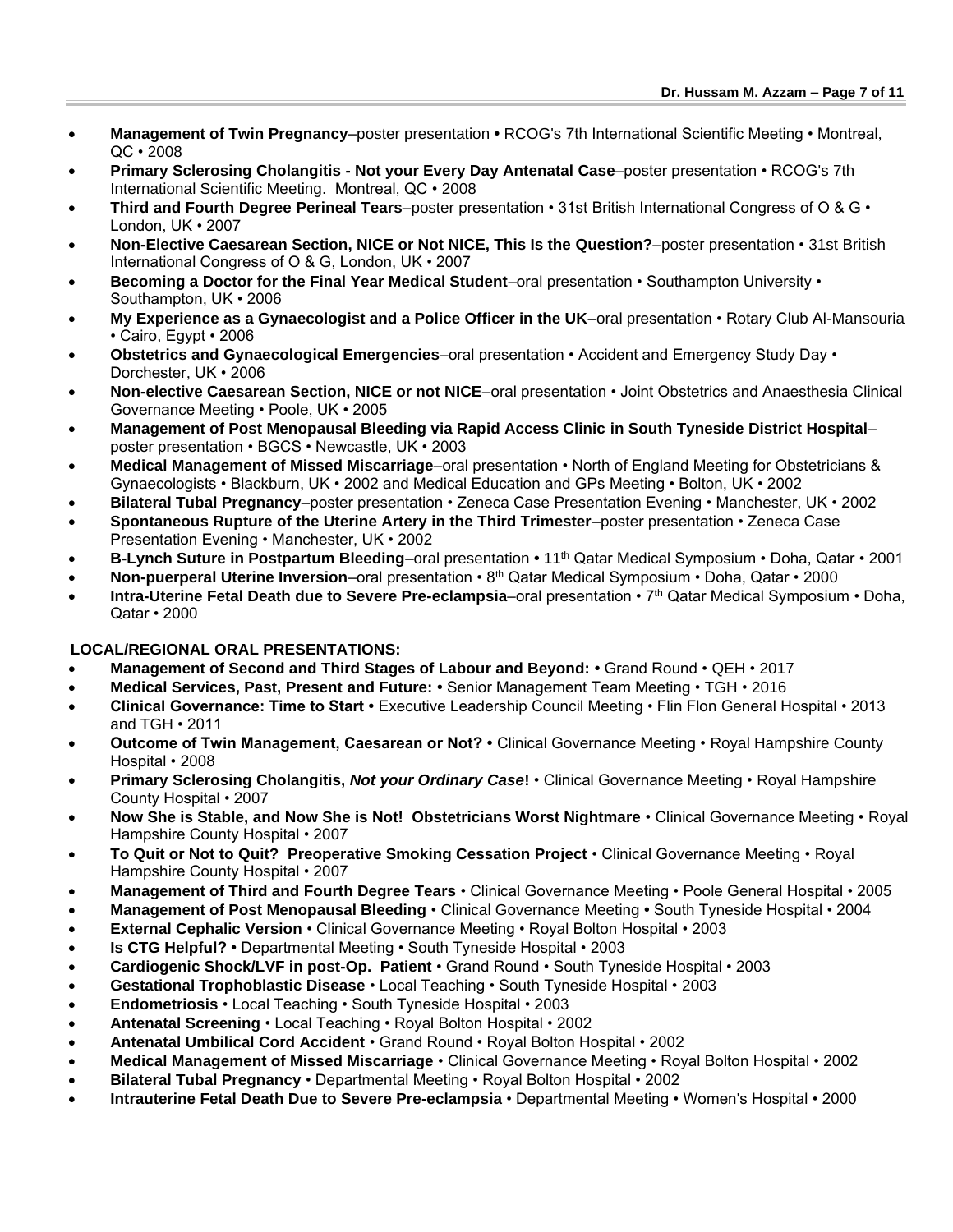- **Management of Twin Pregnancy**–poster presentation • RCOG's 7th International Scientific Meeting • Montreal, QC • 2008
- **Primary Sclerosing Cholangitis - Not your Every Day Antenatal Case**–poster presentation • RCOG's 7th International Scientific Meeting. Montreal, QC • 2008
- **Third and Fourth Degree Perineal Tears**–poster presentation • 31st British International Congress of O & G • London, UK • 2007
- **Non-Elective Caesarean Section, NICE or Not NICE, This Is the Question?**–poster presentation • 31st British International Congress of O & G, London, UK • 2007
- **Becoming a Doctor for the Final Year Medical Student**–oral presentation • Southampton University • Southampton, UK • 2006
- **My Experience as a Gynaecologist and a Police Officer in the UK**–oral presentation • Rotary Club Al-Mansouria • Cairo, Egypt • 2006
- **Obstetrics and Gynaecological Emergencies**–oral presentation • Accident and Emergency Study Day • Dorchester, UK • 2006
- **Non-elective Caesarean Section, NICE or not NICE**–oral presentation • Joint Obstetrics and Anaesthesia Clinical Governance Meeting • Poole, UK • 2005
- **Management of Post Menopausal Bleeding via Rapid Access Clinic in South Tyneside District Hospital**–poster presentation • BGCS • Newcastle, UK • 2003
- **Medical Management of Missed Miscarriage**–oral presentation • North of England Meeting for Obstetricians & Gynaecologists • Blackburn, UK • 2002 and Medical Education and GPs Meeting • Bolton, UK • 2002
- **Bilateral Tubal Pregnancy**–poster presentation • Zeneca Case Presentation Evening • Manchester, UK • 2002
- **Spontaneous Rupture of the Uterine Artery in the Third Trimester**–poster presentation • Zeneca Case Presentation Evening • Manchester, UK • 2002
- **B-Lynch Suture in Postpartum Bleeding**–oral presentation • 11th Qatar Medical Symposium • Doha, Qatar • 2001
- **Non-puerperal Uterine Inversion**–oral presentation • 8th Qatar Medical Symposium • Doha, Qatar • 2000
- **Intra-Uterine Fetal Death due to Severe Pre-eclampsia**–oral presentation • 7th Qatar Medical Symposium • Doha, Qatar • 2000

**LOCAL/REGIONAL ORAL PRESENTATIONS:**

- **Management of Second and Third Stages of Labour and Beyond: •** Grand Round • QEH • 2017
- **Medical Services, Past, Present and Future: •** Senior Management Team Meeting • TGH • 2016
- **Clinical Governance: Time to Start •** Executive Leadership Council Meeting • Flin Flon General Hospital • 2013 and TGH • 2011
- **Outcome of Twin Management, Caesarean or Not? •** Clinical Governance Meeting • Royal Hampshire County Hospital • 2008
- **Primary Sclerosing Cholangitis, *Not your Ordinary Case*!** • Clinical Governance Meeting • Royal Hampshire County Hospital • 2007
- **Now She is Stable, and Now She is Not! Obstetricians Worst Nightmare** • Clinical Governance Meeting • Royal Hampshire County Hospital • 2007
- **To Quit or Not to Quit? Preoperative Smoking Cessation Project** • Clinical Governance Meeting • Royal Hampshire County Hospital • 2007
- **Management of Third and Fourth Degree Tears** • Clinical Governance Meeting • Poole General Hospital • 2005
- **Management of Post Menopausal Bleeding** • Clinical Governance Meeting **•** South Tyneside Hospital • 2004
- **External Cephalic Version** • Clinical Governance Meeting • Royal Bolton Hospital • 2003
- **Is CTG Helpful? •** Departmental Meeting • South Tyneside Hospital • 2003
- **Cardiogenic Shock/LVF in post-Op. Patient** • Grand Round • South Tyneside Hospital • 2003
- **Gestational Trophoblastic Disease** • Local Teaching • South Tyneside Hospital • 2003
- **Endometriosis** • Local Teaching • South Tyneside Hospital • 2003
- **Antenatal Screening** • Local Teaching • Royal Bolton Hospital • 2002
- **Antenatal Umbilical Cord Accident** • Grand Round • Royal Bolton Hospital • 2002
- **Medical Management of Missed Miscarriage** • Clinical Governance Meeting • Royal Bolton Hospital • 2002
- **Bilateral Tubal Pregnancy** • Departmental Meeting • Royal Bolton Hospital • 2002
- **Intrauterine Fetal Death Due to Severe Pre-eclampsia** • Departmental Meeting • Women's Hospital • 2000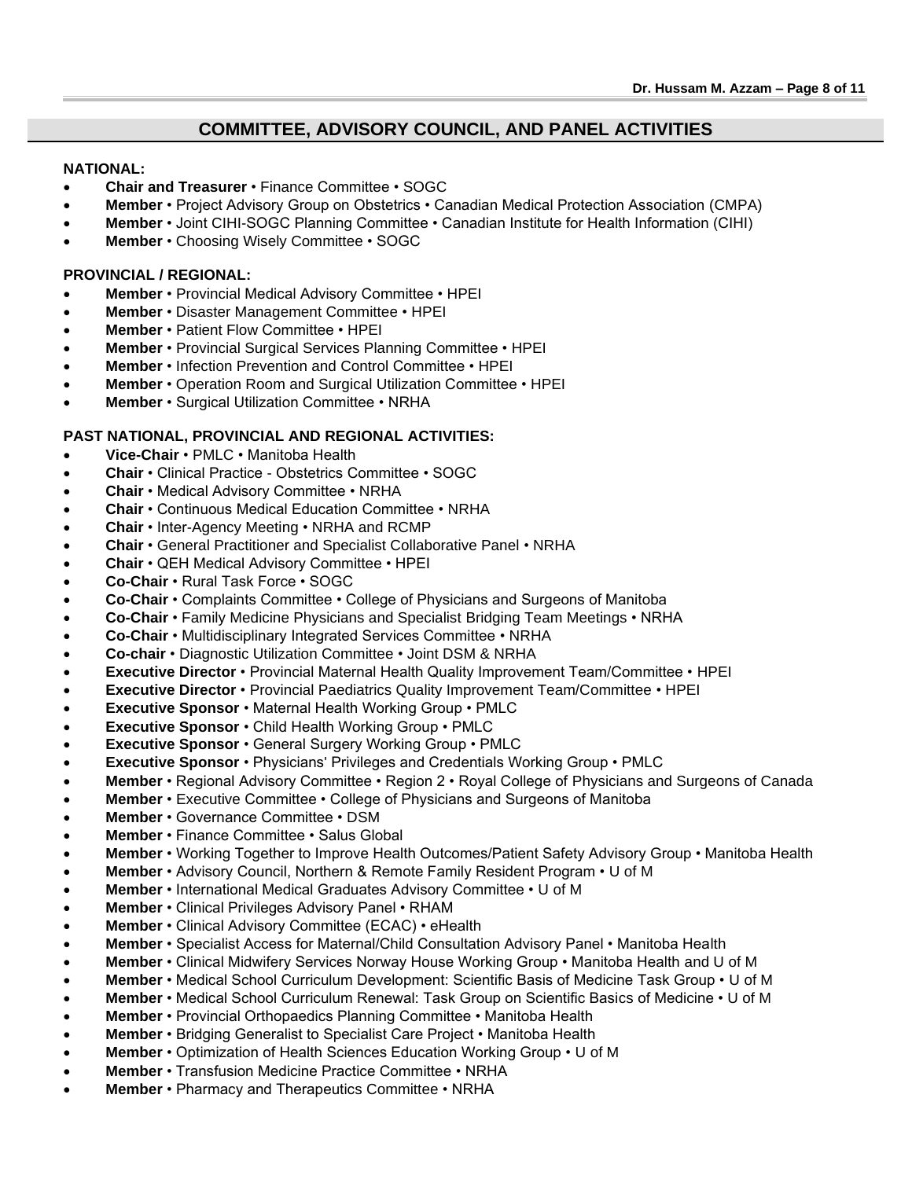## COMMITTEE, ADVISORY COUNCIL, AND PANEL ACTIVITIES

**NATIONAL:**

- **Chair and Treasurer** • Finance Committee • SOGC
- **Member** • Project Advisory Group on Obstetrics • Canadian Medical Protection Association (CMPA)
- **Member** • Joint CIHI-SOGC Planning Committee • Canadian Institute for Health Information (CIHI)
- **Member** • Choosing Wisely Committee • SOGC

**PROVINCIAL / REGIONAL:**

- **Member** • Provincial Medical Advisory Committee • HPEI
- **Member** • Disaster Management Committee • HPEI
- **Member** • Patient Flow Committee • HPEI
- **Member** • Provincial Surgical Services Planning Committee • HPEI
- **Member** • Infection Prevention and Control Committee • HPEI
- **Member** • Operation Room and Surgical Utilization Committee • HPEI
- **Member** • Surgical Utilization Committee • NRHA

**PAST NATIONAL, PROVINCIAL AND REGIONAL ACTIVITIES:**

- **Vice-Chair** • PMLC • Manitoba Health
- **Chair** • Clinical Practice - Obstetrics Committee • SOGC
- **Chair** • Medical Advisory Committee • NRHA
- **Chair** • Continuous Medical Education Committee • NRHA
- **Chair** • Inter-Agency Meeting • NRHA and RCMP
- **Chair** • General Practitioner and Specialist Collaborative Panel • NRHA
- **Chair** • QEH Medical Advisory Committee • HPEI
- **Co-Chair** • Rural Task Force • SOGC
- **Co-Chair** • Complaints Committee • College of Physicians and Surgeons of Manitoba
- **Co-Chair** • Family Medicine Physicians and Specialist Bridging Team Meetings • NRHA
- **Co-Chair** • Multidisciplinary Integrated Services Committee • NRHA
- **Co-chair** • Diagnostic Utilization Committee • Joint DSM & NRHA
- **Executive Director** • Provincial Maternal Health Quality Improvement Team/Committee • HPEI
- **Executive Director** • Provincial Paediatrics Quality Improvement Team/Committee • HPEI
- **Executive Sponsor** • Maternal Health Working Group • PMLC
- **Executive Sponsor** • Child Health Working Group • PMLC
- **Executive Sponsor** • General Surgery Working Group • PMLC
- **Executive Sponsor** • Physicians' Privileges and Credentials Working Group • PMLC
- **Member** • Regional Advisory Committee • Region 2 • Royal College of Physicians and Surgeons of Canada
- **Member** • Executive Committee • College of Physicians and Surgeons of Manitoba
- **Member** • Governance Committee • DSM
- **Member** • Finance Committee • Salus Global
- **Member** • Working Together to Improve Health Outcomes/Patient Safety Advisory Group • Manitoba Health
- **Member** • Advisory Council, Northern & Remote Family Resident Program • U of M
- **Member** • International Medical Graduates Advisory Committee • U of M
- **Member** • Clinical Privileges Advisory Panel • RHAM
- **Member** • Clinical Advisory Committee (ECAC) • eHealth
- **Member** • Specialist Access for Maternal/Child Consultation Advisory Panel • Manitoba Health
- **Member** • Clinical Midwifery Services Norway House Working Group • Manitoba Health and U of M
- **Member** • Medical School Curriculum Development: Scientific Basis of Medicine Task Group • U of M
- **Member** • Medical School Curriculum Renewal: Task Group on Scientific Basics of Medicine • U of M
- **Member** • Provincial Orthopaedics Planning Committee • Manitoba Health
- **Member** • Bridging Generalist to Specialist Care Project • Manitoba Health
- **Member** • Optimization of Health Sciences Education Working Group • U of M
- **Member** • Transfusion Medicine Practice Committee • NRHA
- **Member** • Pharmacy and Therapeutics Committee • NRHA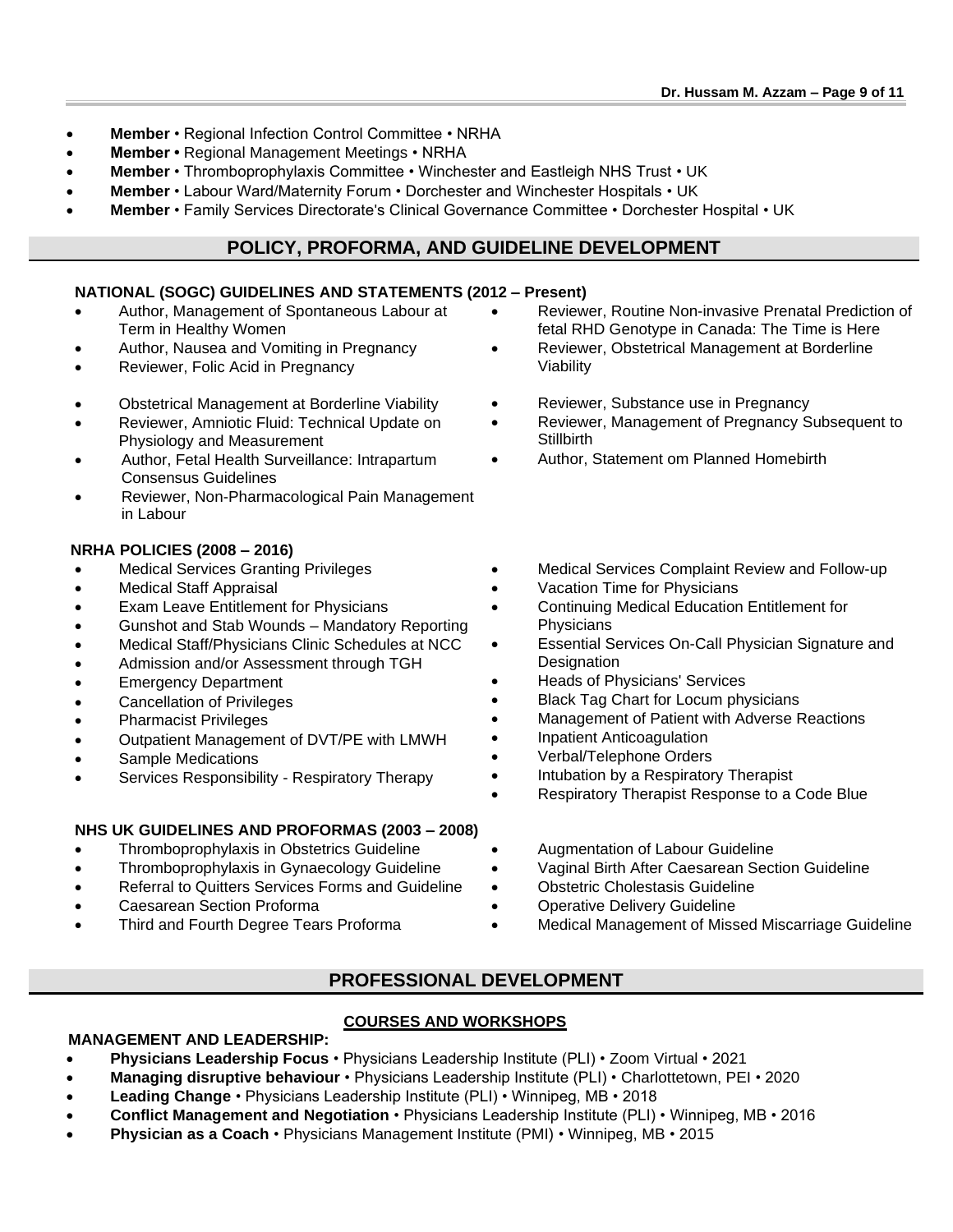- **Member** • Regional Infection Control Committee • NRHA
- **Member •** Regional Management Meetings • NRHA
- **Member** • Thromboprophylaxis Committee • Winchester and Eastleigh NHS Trust • UK
- **Member** • Labour Ward/Maternity Forum • Dorchester and Winchester Hospitals • UK
- **Member** • Family Services Directorate's Clinical Governance Committee • Dorchester Hospital • UK

## POLICY, PROFORMA, AND GUIDELINE DEVELOPMENT

### NATIONAL (SOGC) GUIDELINES AND STATEMENTS (2012 – Present)

- Author, Management of Spontaneous Labour at Term in Healthy Women
- Author, Nausea and Vomiting in Pregnancy
- Reviewer, Folic Acid in Pregnancy
- Obstetrical Management at Borderline Viability
- Reviewer, Amniotic Fluid: Technical Update on Physiology and Measurement
- Author, Fetal Health Surveillance: Intrapartum Consensus Guidelines
- Reviewer, Non-Pharmacological Pain Management in Labour
- Reviewer, Routine Non-invasive Prenatal Prediction of fetal RHD Genotype in Canada: The Time is Here
- Reviewer, Obstetrical Management at Borderline Viability
- Reviewer, Substance use in Pregnancy
- Reviewer, Management of Pregnancy Subsequent to Stillbirth
- Author, Statement om Planned Homebirth

### NRHA POLICIES (2008 – 2016)

- Medical Services Granting Privileges
- Medical Staff Appraisal
- Exam Leave Entitlement for Physicians
- Gunshot and Stab Wounds – Mandatory Reporting
- Medical Staff/Physicians Clinic Schedules at NCC
- Admission and/or Assessment through TGH
- Emergency Department
- Cancellation of Privileges
- Pharmacist Privileges
- Outpatient Management of DVT/PE with LMWH
- Sample Medications
- Services Responsibility - Respiratory Therapy
- Medical Services Complaint Review and Follow-up
- Vacation Time for Physicians
- Continuing Medical Education Entitlement for Physicians
- Essential Services On-Call Physician Signature and Designation
- Heads of Physicians' Services
- Black Tag Chart for Locum physicians
- Management of Patient with Adverse Reactions
- Inpatient Anticoagulation
- Verbal/Telephone Orders
- Intubation by a Respiratory Therapist
- Respiratory Therapist Response to a Code Blue

### NHS UK GUIDELINES AND PROFORMAS (2003 – 2008)

- Thromboprophylaxis in Obstetrics Guideline
- Thromboprophylaxis in Gynaecology Guideline
- Referral to Quitters Services Forms and Guideline
- Caesarean Section Proforma
- Third and Fourth Degree Tears Proforma
- Augmentation of Labour Guideline
- Vaginal Birth After Caesarean Section Guideline
- Obstetric Cholestasis Guideline
- Operative Delivery Guideline
- Medical Management of Missed Miscarriage Guideline

## PROFESSIONAL DEVELOPMENT

### COURSES AND WORKSHOPS

**MANAGEMENT AND LEADERSHIP:**

- **Physicians Leadership Focus** • Physicians Leadership Institute (PLI) • Zoom Virtual • 2021
- **Managing disruptive behaviour** • Physicians Leadership Institute (PLI) • Charlottetown, PEI • 2020
- **Leading Change** • Physicians Leadership Institute (PLI) • Winnipeg, MB • 2018
- **Conflict Management and Negotiation** • Physicians Leadership Institute (PLI) • Winnipeg, MB • 2016
- **Physician as a Coach** • Physicians Management Institute (PMI) • Winnipeg, MB • 2015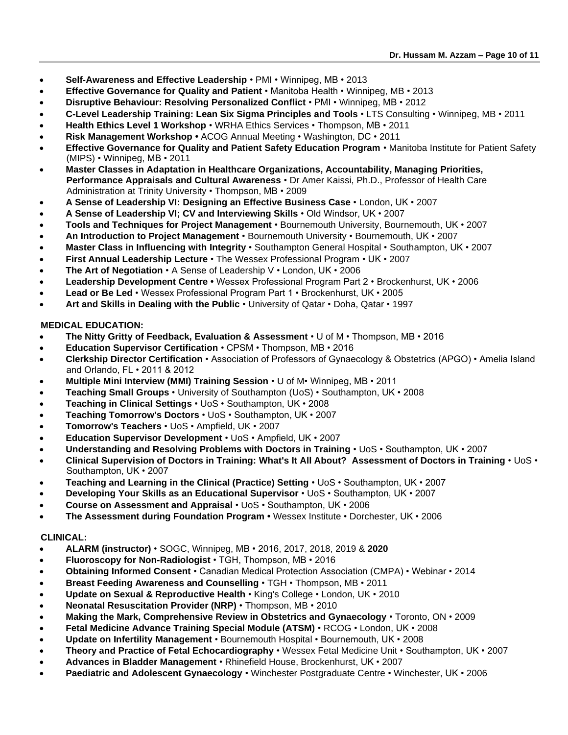- **Self-Awareness and Effective Leadership** • PMI • Winnipeg, MB • 2013
- **Effective Governance for Quality and Patient** • Manitoba Health • Winnipeg, MB • 2013
- **Disruptive Behaviour: Resolving Personalized Conflict** • PMI • Winnipeg, MB • 2012
- **C-Level Leadership Training: Lean Six Sigma Principles and Tools** • LTS Consulting • Winnipeg, MB • 2011
- **Health Ethics Level 1 Workshop** • WRHA Ethics Services • Thompson, MB • 2011
- **Risk Management Workshop •** ACOG Annual Meeting • Washington, DC • 2011
- **Effective Governance for Quality and Patient Safety Education Program** • Manitoba Institute for Patient Safety (MIPS) • Winnipeg, MB • 2011
- **Master Classes in Adaptation in Healthcare Organizations, Accountability, Managing Priorities, Performance Appraisals and Cultural Awareness** • Dr Amer Kaissi, Ph.D., Professor of Health Care Administration at Trinity University • Thompson, MB • 2009
- **A Sense of Leadership VI: Designing an Effective Business Case** • London, UK • 2007
- **A Sense of Leadership VI; CV and Interviewing Skills** • Old Windsor, UK • 2007
- **Tools and Techniques for Project Management** • Bournemouth University, Bournemouth, UK • 2007
- **An Introduction to Project Management** • Bournemouth University • Bournemouth, UK • 2007
- **Master Class in Influencing with Integrity** • Southampton General Hospital • Southampton, UK • 2007
- **First Annual Leadership Lecture** • The Wessex Professional Program • UK • 2007
- **The Art of Negotiation** • A Sense of Leadership V • London, UK • 2006
- **Leadership Development Centre •** Wessex Professional Program Part 2 • Brockenhurst, UK • 2006
- **Lead or Be Led** • Wessex Professional Program Part 1 • Brockenhurst, UK • 2005
- **Art and Skills in Dealing with the Public** • University of Qatar • Doha, Qatar • 1997

**MEDICAL EDUCATION:**

- **The Nitty Gritty of Feedback, Evaluation & Assessment** • U of M • Thompson, MB • 2016
- **Education Supervisor Certification** • CPSM • Thompson, MB • 2016
- **Clerkship Director Certification** • Association of Professors of Gynaecology & Obstetrics (APGO) • Amelia Island and Orlando, FL • 2011 & 2012
- **Multiple Mini Interview (MMI) Training Session** • U of M• Winnipeg, MB • 2011
- **Teaching Small Groups** • University of Southampton (UoS) • Southampton, UK • 2008
- **Teaching in Clinical Settings** • UoS • Southampton, UK • 2008
- **Teaching Tomorrow's Doctors** • UoS • Southampton, UK • 2007
- **Tomorrow's Teachers** • UoS • Ampfield, UK • 2007
- **Education Supervisor Development** • UoS • Ampfield, UK • 2007
- **Understanding and Resolving Problems with Doctors in Training** • UoS • Southampton, UK • 2007
- **Clinical Supervision of Doctors in Training: What's It All About? Assessment of Doctors in Training** • UoS • Southampton, UK • 2007
- **Teaching and Learning in the Clinical (Practice) Setting** • UoS • Southampton, UK • 2007
- **Developing Your Skills as an Educational Supervisor** • UoS • Southampton, UK • 2007
- **Course on Assessment and Appraisal** • UoS • Southampton, UK • 2006
- **The Assessment during Foundation Program •** Wessex Institute • Dorchester, UK • 2006

**CLINICAL:**

- **ALARM (instructor)** • SOGC, Winnipeg, MB • 2016, 2017, 2018, 2019 & **2020**
- **Fluoroscopy for Non-Radiologist** • TGH, Thompson, MB • 2016
- **Obtaining Informed Consent** • Canadian Medical Protection Association (CMPA) • Webinar • 2014
- **Breast Feeding Awareness and Counselling** • TGH • Thompson, MB • 2011
- **Update on Sexual & Reproductive Health** • King's College • London, UK • 2010
- **Neonatal Resuscitation Provider (NRP)** • Thompson, MB • 2010
- **Making the Mark, Comprehensive Review in Obstetrics and Gynaecology** • Toronto, ON • 2009
- **Fetal Medicine Advance Training Special Module (ATSM)** • RCOG • London, UK • 2008
- **Update on Infertility Management** • Bournemouth Hospital • Bournemouth, UK • 2008
- **Theory and Practice of Fetal Echocardiography** • Wessex Fetal Medicine Unit • Southampton, UK • 2007
- **Advances in Bladder Management** • Rhinefield House, Brockenhurst, UK • 2007
- **Paediatric and Adolescent Gynaecology** • Winchester Postgraduate Centre • Winchester, UK • 2006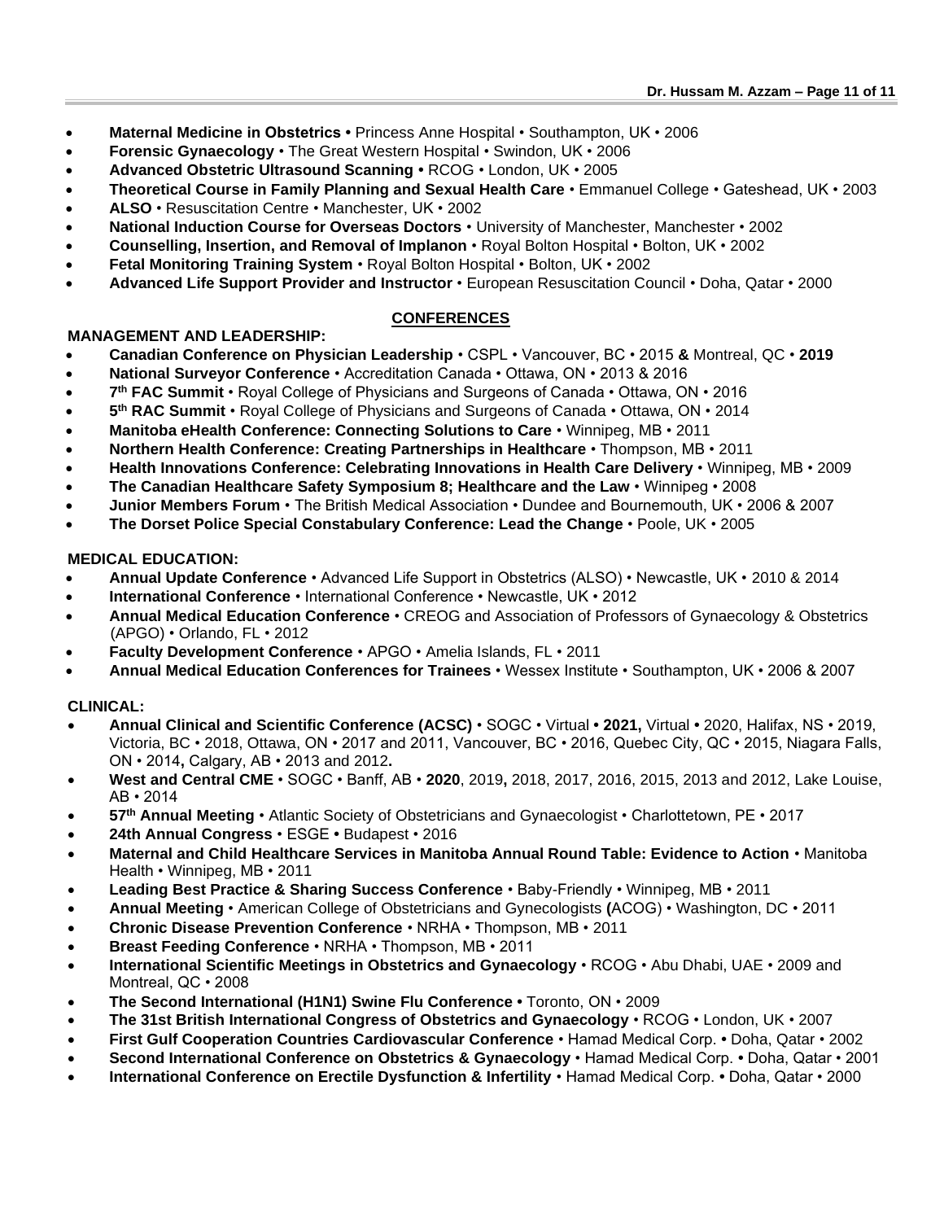- **Maternal Medicine in Obstetrics •** Princess Anne Hospital • Southampton, UK • 2006
- **Forensic Gynaecology** • The Great Western Hospital • Swindon, UK • 2006
- **Advanced Obstetric Ultrasound Scanning •** RCOG • London, UK • 2005
- **Theoretical Course in Family Planning and Sexual Health Care** • Emmanuel College • Gateshead, UK • 2003
- **ALSO** • Resuscitation Centre • Manchester, UK • 2002
- **National Induction Course for Overseas Doctors** • University of Manchester, Manchester • 2002
- **Counselling, Insertion, and Removal of Implanon** • Royal Bolton Hospital • Bolton, UK • 2002
- **Fetal Monitoring Training System** • Royal Bolton Hospital • Bolton, UK • 2002
- **Advanced Life Support Provider and Instructor** • European Resuscitation Council • Doha, Qatar • 2000

## CONFERENCES

**MANAGEMENT AND LEADERSHIP:**

- **Canadian Conference on Physician Leadership** • CSPL • Vancouver, BC • 2015 **&** Montreal, QC • **2019**
- **National Surveyor Conference** • Accreditation Canada • Ottawa, ON • 2013 & 2016
- **7th FAC Summit** • Royal College of Physicians and Surgeons of Canada • Ottawa, ON • 2016
- **5th RAC Summit** • Royal College of Physicians and Surgeons of Canada • Ottawa, ON • 2014
- **Manitoba eHealth Conference: Connecting Solutions to Care** • Winnipeg, MB • 2011
- **Northern Health Conference: Creating Partnerships in Healthcare** • Thompson, MB • 2011
- **Health Innovations Conference: Celebrating Innovations in Health Care Delivery** • Winnipeg, MB • 2009
- **The Canadian Healthcare Safety Symposium 8; Healthcare and the Law** • Winnipeg • 2008
- **Junior Members Forum** • The British Medical Association • Dundee and Bournemouth, UK • 2006 & 2007
- **The Dorset Police Special Constabulary Conference: Lead the Change** • Poole, UK • 2005

**MEDICAL EDUCATION:**

- **Annual Update Conference** • Advanced Life Support in Obstetrics (ALSO) • Newcastle, UK • 2010 & 2014
- **International Conference** • International Conference • Newcastle, UK • 2012
- **Annual Medical Education Conference** • CREOG and Association of Professors of Gynaecology & Obstetrics (APGO) • Orlando, FL • 2012
- **Faculty Development Conference** • APGO • Amelia Islands, FL • 2011
- **Annual Medical Education Conferences for Trainees** • Wessex Institute • Southampton, UK • 2006 & 2007

**CLINICAL:**

- **Annual Clinical and Scientific Conference (ACSC)** • SOGC • Virtual **• 2021,** Virtual **•** 2020, Halifax, NS • 2019, Victoria, BC • 2018, Ottawa, ON • 2017 and 2011, Vancouver, BC • 2016, Quebec City, QC • 2015, Niagara Falls, ON • 2014**,** Calgary, AB • 2013 and 2012**.**
- **West and Central CME** • SOGC • Banff, AB • **2020**, 2019**,** 2018, 2017, 2016, 2015, 2013 and 2012, Lake Louise, AB • 2014
- **57th Annual Meeting** • Atlantic Society of Obstetricians and Gynaecologist • Charlottetown, PE • 2017
- **24th Annual Congress** • ESGE **•** Budapest • 2016
- **Maternal and Child Healthcare Services in Manitoba Annual Round Table: Evidence to Action** • Manitoba Health • Winnipeg, MB • 2011
- **Leading Best Practice & Sharing Success Conference** • Baby-Friendly • Winnipeg, MB • 2011
- **Annual Meeting** • American College of Obstetricians and Gynecologists **(**ACOG) • Washington, DC • 2011
- **Chronic Disease Prevention Conference** • NRHA • Thompson, MB • 2011
- **Breast Feeding Conference** • NRHA • Thompson, MB • 2011
- **International Scientific Meetings in Obstetrics and Gynaecology** • RCOG • Abu Dhabi, UAE • 2009 and Montreal, QC • 2008
- **The Second International (H1N1) Swine Flu Conference •** Toronto, ON • 2009
- **The 31st British International Congress of Obstetrics and Gynaecology** • RCOG • London, UK • 2007
- **First Gulf Cooperation Countries Cardiovascular Conference** • Hamad Medical Corp. **•** Doha, Qatar • 2002
- **Second International Conference on Obstetrics & Gynaecology** • Hamad Medical Corp. **•** Doha, Qatar • 2001
- **International Conference on Erectile Dysfunction & Infertility** • Hamad Medical Corp. **•** Doha, Qatar • 2000